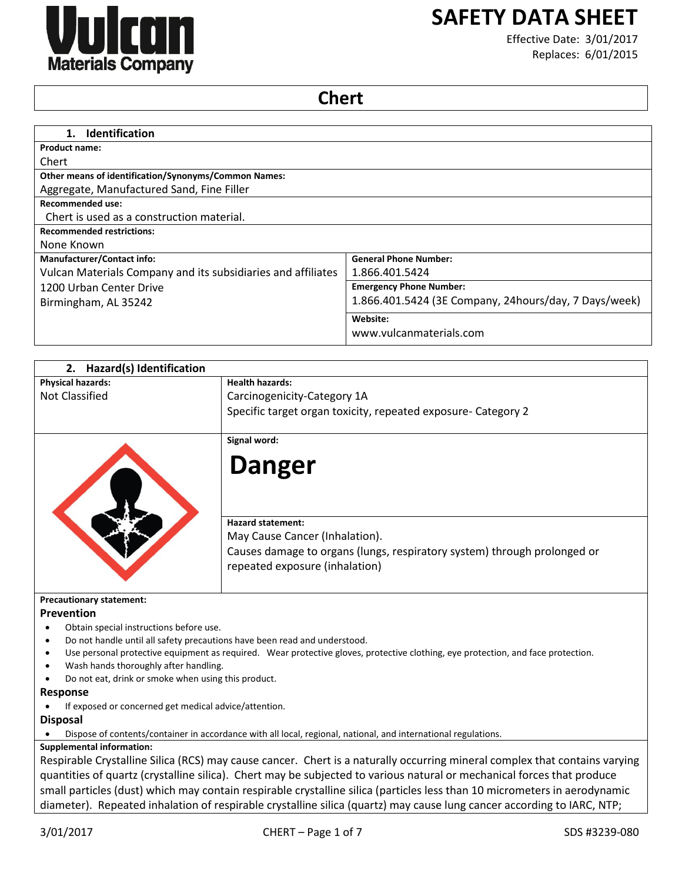# SAFETY DATA SHEET

Effective Date: 3/01/2017
Replaces: 6/01/2015

## Chert

| 1. Identification | |
|---|---|
| **Product name:** | |
| Chert | |
| **Other means of identification/Synonyms/Common Names:** | |
| Aggregate, Manufactured Sand, Fine Filler | |
| **Recommended use:** | |
| Chert is used as a construction material. | |
| **Recommended restrictions:** | |
| None Known | |
| **Manufacturer/Contact info:** | **General Phone Number:** |
| Vulcan Materials Company and its subsidiaries and affiliates | 1.866.401.5424 |
| 1200 Urban Center Drive<br>Birmingham, AL 35242 | **Emergency Phone Number:**<br>1.866.401.5424 (3E Company, 24hours/day, 7 Days/week) |
| | **Website:**<br>www.vulcanmaterials.com |

## 2. Hazard(s) Identification

| **Physical hazards:** | **Health hazards:** |
|---|---|
| Not Classified | Carcinogenicity-Category 1A<br>Specific target organ toxicity, repeated exposure- Category 2 |

**Signal word:**

**Danger**

**Hazard statement:**

May Cause Cancer (Inhalation).

Causes damage to organs (lungs, respiratory system) through prolonged or repeated exposure (inhalation)

**Precautionary statement:**

### Prevention

- Obtain special instructions before use.
- Do not handle until all safety precautions have been read and understood.
- Use personal protective equipment as required. Wear protective gloves, protective clothing, eye protection, and face protection.
- Wash hands thoroughly after handling.
- Do not eat, drink or smoke when using this product.

### Response

- If exposed or concerned get medical advice/attention.

### Disposal

- Dispose of contents/container in accordance with all local, regional, national, and international regulations.

**Supplemental information:**

Respirable Crystalline Silica (RCS) may cause cancer. Chert is a naturally occurring mineral complex that contains varying quantities of quartz (crystalline silica). Chert may be subjected to various natural or mechanical forces that produce small particles (dust) which may contain respirable crystalline silica (particles less than 10 micrometers in aerodynamic diameter). Repeated inhalation of respirable crystalline silica (quartz) may cause lung cancer according to IARC, NTP;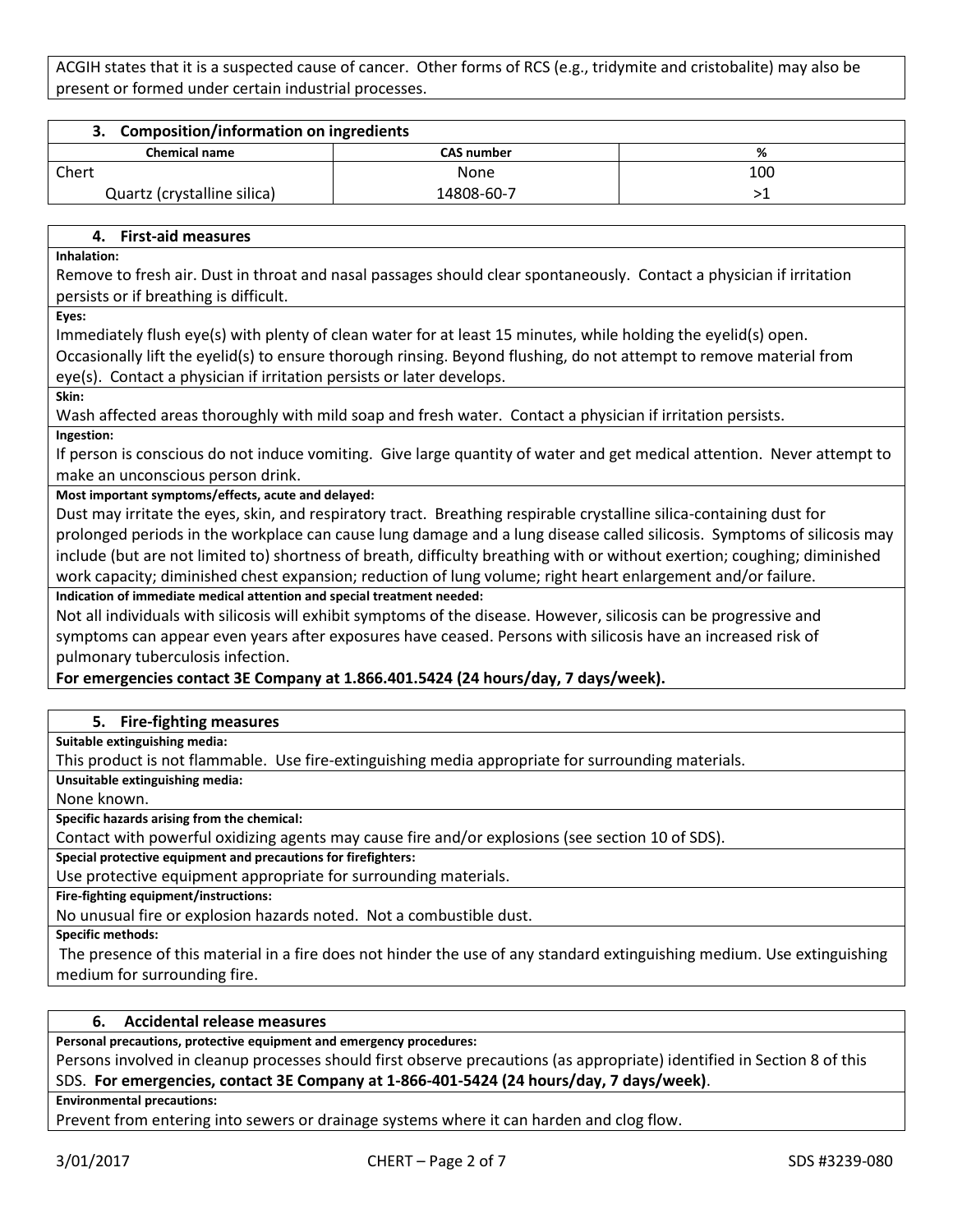ACGIH states that it is a suspected cause of cancer. Other forms of RCS (e.g., tridymite and cristobalite) may also be present or formed under certain industrial processes.

## 3. Composition/information on ingredients

| Chemical name | CAS number | % |
|---|---|---|
| Chert | None | 100 |
| Quartz (crystalline silica) | 14808-60-7 | >1 |

## 4. First-aid measures

**Inhalation:**

Remove to fresh air. Dust in throat and nasal passages should clear spontaneously. Contact a physician if irritation persists or if breathing is difficult.

**Eyes:**

Immediately flush eye(s) with plenty of clean water for at least 15 minutes, while holding the eyelid(s) open. Occasionally lift the eyelid(s) to ensure thorough rinsing. Beyond flushing, do not attempt to remove material from eye(s). Contact a physician if irritation persists or later develops.

**Skin:**

Wash affected areas thoroughly with mild soap and fresh water. Contact a physician if irritation persists.

**Ingestion:**

If person is conscious do not induce vomiting. Give large quantity of water and get medical attention. Never attempt to make an unconscious person drink.

**Most important symptoms/effects, acute and delayed:**

Dust may irritate the eyes, skin, and respiratory tract. Breathing respirable crystalline silica-containing dust for prolonged periods in the workplace can cause lung damage and a lung disease called silicosis. Symptoms of silicosis may include (but are not limited to) shortness of breath, difficulty breathing with or without exertion; coughing; diminished work capacity; diminished chest expansion; reduction of lung volume; right heart enlargement and/or failure.

**Indication of immediate medical attention and special treatment needed:**

Not all individuals with silicosis will exhibit symptoms of the disease. However, silicosis can be progressive and symptoms can appear even years after exposures have ceased. Persons with silicosis have an increased risk of pulmonary tuberculosis infection.

**For emergencies contact 3E Company at 1.866.401.5424 (24 hours/day, 7 days/week).**

## 5. Fire-fighting measures

**Suitable extinguishing media:**

This product is not flammable. Use fire-extinguishing media appropriate for surrounding materials.

**Unsuitable extinguishing media:**

None known.

**Specific hazards arising from the chemical:**

Contact with powerful oxidizing agents may cause fire and/or explosions (see section 10 of SDS).

**Special protective equipment and precautions for firefighters:**

Use protective equipment appropriate for surrounding materials.

**Fire-fighting equipment/instructions:**

No unusual fire or explosion hazards noted. Not a combustible dust.

**Specific methods:**

The presence of this material in a fire does not hinder the use of any standard extinguishing medium. Use extinguishing medium for surrounding fire.

## 6. Accidental release measures

**Personal precautions, protective equipment and emergency procedures:**

Persons involved in cleanup processes should first observe precautions (as appropriate) identified in Section 8 of this SDS. **For emergencies, contact 3E Company at 1-866-401-5424 (24 hours/day, 7 days/week)**.

**Environmental precautions:**

Prevent from entering into sewers or drainage systems where it can harden and clog flow.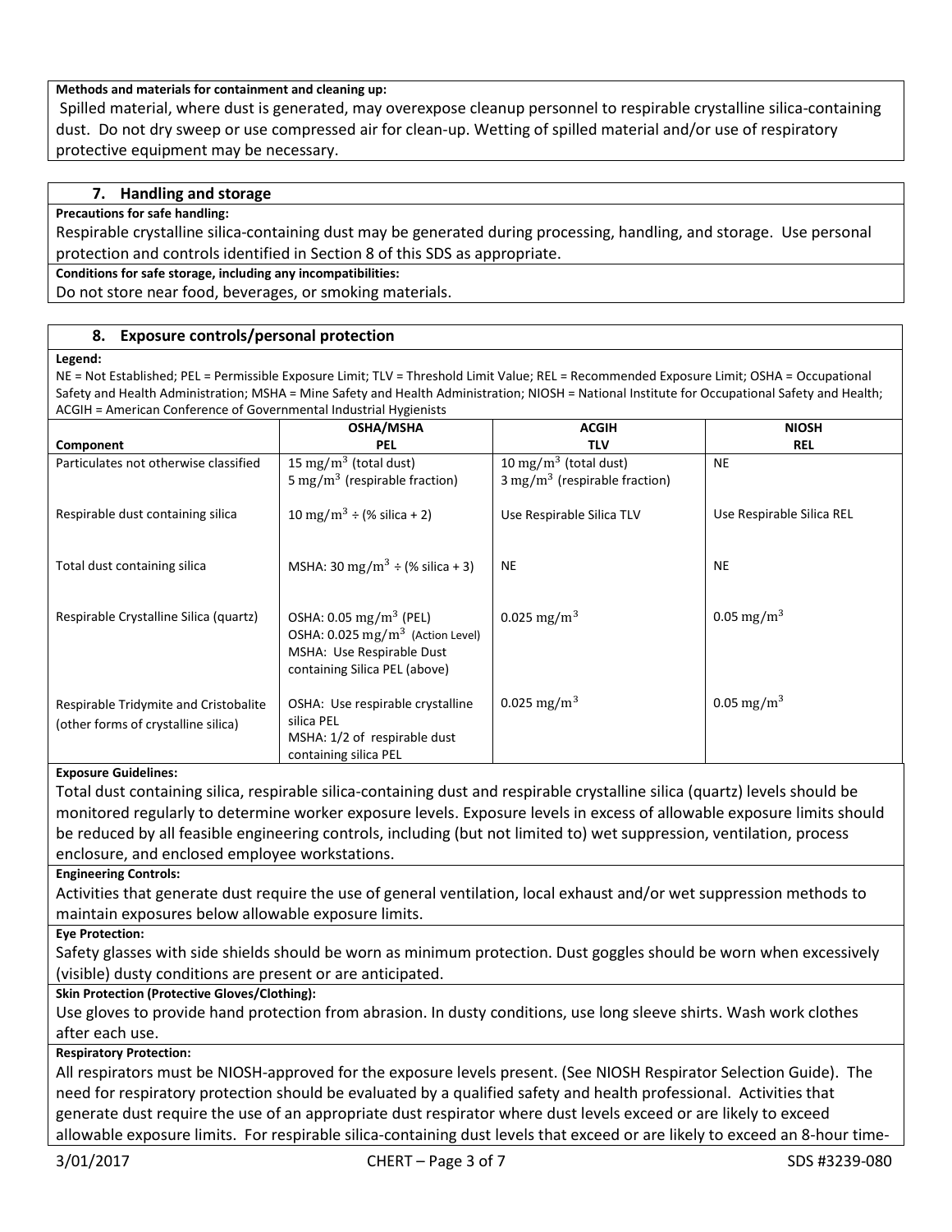**Methods and materials for containment and cleaning up:**

Spilled material, where dust is generated, may overexpose cleanup personnel to respirable crystalline silica-containing dust. Do not dry sweep or use compressed air for clean-up. Wetting of spilled material and/or use of respiratory protective equipment may be necessary.

## 7. Handling and storage

**Precautions for safe handling:**

Respirable crystalline silica-containing dust may be generated during processing, handling, and storage. Use personal protection and controls identified in Section 8 of this SDS as appropriate.

**Conditions for safe storage, including any incompatibilities:**

Do not store near food, beverages, or smoking materials.

## 8. Exposure controls/personal protection

**Legend:**

NE = Not Established; PEL = Permissible Exposure Limit; TLV = Threshold Limit Value; REL = Recommended Exposure Limit; OSHA = Occupational Safety and Health Administration; MSHA = Mine Safety and Health Administration; NIOSH = National Institute for Occupational Safety and Health; ACGIH = American Conference of Governmental Industrial Hygienists

| Component | OSHA/MSHA PEL | ACGIH TLV | NIOSH REL |
|---|---|---|---|
| Particulates not otherwise classified | 15 $mg/m^3$ (total dust)<br>5 $mg/m^3$ (respirable fraction) | 10 $mg/m^3$ (total dust)<br>3 $mg/m^3$ (respirable fraction) | NE |
| Respirable dust containing silica | 10 $mg/m^3$ ÷ (% silica + 2) | Use Respirable Silica TLV | Use Respirable Silica REL |
| Total dust containing silica | MSHA: 30 $mg/m^3$ ÷ (% silica + 3) | NE | NE |
| Respirable Crystalline Silica (quartz) | OSHA: 0.05 $mg/m^3$ (PEL)<br>OSHA: 0.025 $mg/m^3$ (Action Level)<br>MSHA: Use Respirable Dust containing Silica PEL (above) | 0.025 $mg/m^3$ | 0.05 $mg/m^3$ |
| Respirable Tridymite and Cristobalite (other forms of crystalline silica) | OSHA: Use respirable crystalline silica PEL<br>MSHA: 1/2 of respirable dust containing silica PEL | 0.025 $mg/m^3$ | 0.05 $mg/m^3$ |

**Exposure Guidelines:**

Total dust containing silica, respirable silica-containing dust and respirable crystalline silica (quartz) levels should be monitored regularly to determine worker exposure levels. Exposure levels in excess of allowable exposure limits should be reduced by all feasible engineering controls, including (but not limited to) wet suppression, ventilation, process enclosure, and enclosed employee workstations.

**Engineering Controls:**

Activities that generate dust require the use of general ventilation, local exhaust and/or wet suppression methods to maintain exposures below allowable exposure limits.

**Eye Protection:**

Safety glasses with side shields should be worn as minimum protection. Dust goggles should be worn when excessively (visible) dusty conditions are present or are anticipated.

**Skin Protection (Protective Gloves/Clothing):**

Use gloves to provide hand protection from abrasion. In dusty conditions, use long sleeve shirts. Wash work clothes after each use.

**Respiratory Protection:**

All respirators must be NIOSH-approved for the exposure levels present. (See NIOSH Respirator Selection Guide). The need for respiratory protection should be evaluated by a qualified safety and health professional. Activities that generate dust require the use of an appropriate dust respirator where dust levels exceed or are likely to exceed allowable exposure limits. For respirable silica-containing dust levels that exceed or are likely to exceed an 8-hour time-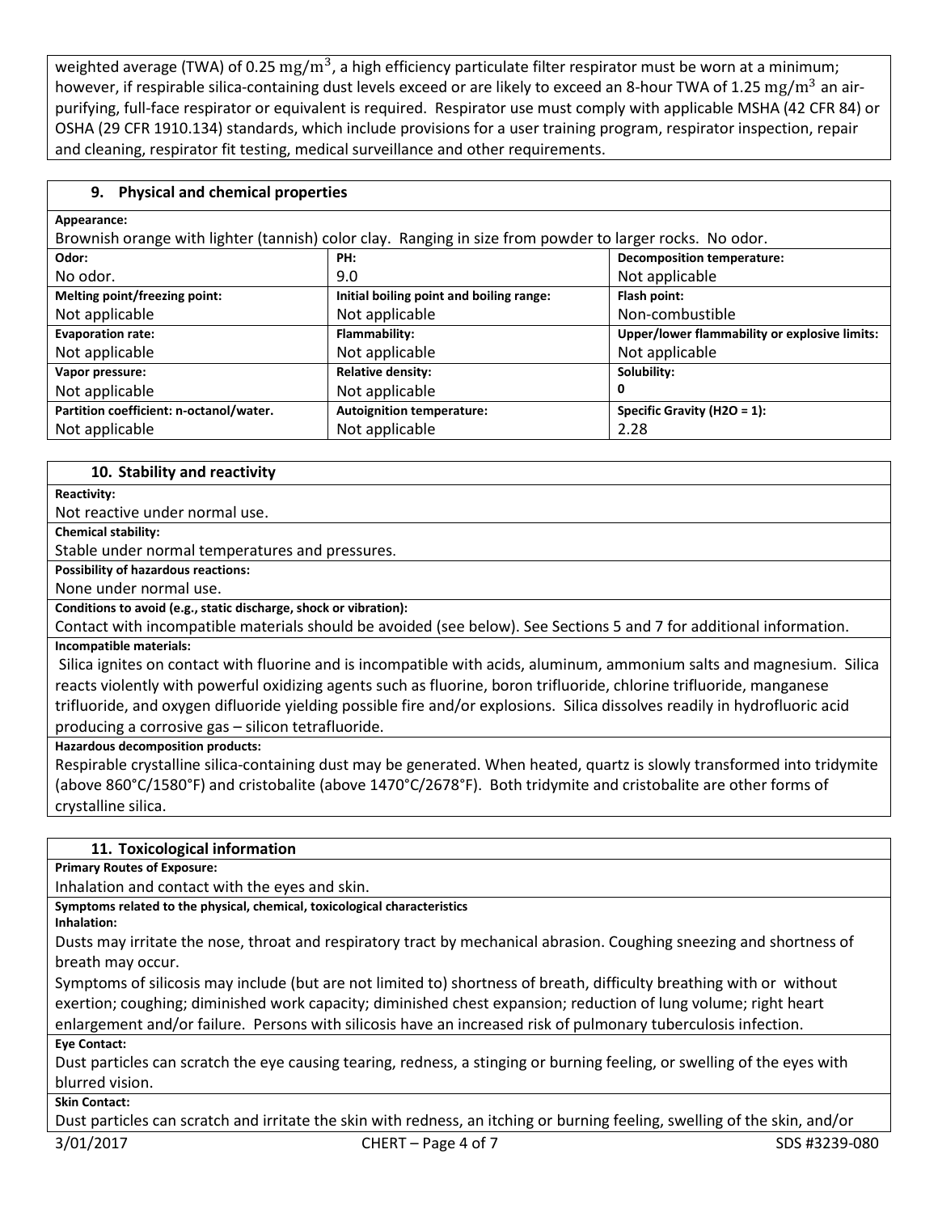weighted average (TWA) of 0.25 $mg/m^3$, a high efficiency particulate filter respirator must be worn at a minimum; however, if respirable silica-containing dust levels exceed or are likely to exceed an 8-hour TWA of 1.25 $mg/m^3$ an air-purifying, full-face respirator or equivalent is required. Respirator use must comply with applicable MSHA (42 CFR 84) or OSHA (29 CFR 1910.134) standards, which include provisions for a user training program, respirator inspection, repair and cleaning, respirator fit testing, medical surveillance and other requirements.

## 9. Physical and chemical properties

**Appearance:**

Brownish orange with lighter (tannish) color clay. Ranging in size from powder to larger rocks. No odor.

| **Odor:** | **PH:** | **Decomposition temperature:** |
|---|---|---|
| No odor. | 9.0 | Not applicable |
| **Melting point/freezing point:** | **Initial boiling point and boiling range:** | **Flash point:** |
| Not applicable | Not applicable | Non-combustible |
| **Evaporation rate:** | **Flammability:** | **Upper/lower flammability or explosive limits:** |
| Not applicable | Not applicable | Not applicable |
| **Vapor pressure:** | **Relative density:** | **Solubility:** |
| Not applicable | Not applicable | 0 |
| **Partition coefficient: n-octanol/water.** | **Autoignition temperature:** | **Specific Gravity (H2O = 1):** |
| Not applicable | Not applicable | 2.28 |

## 10. Stability and reactivity

**Reactivity:**

Not reactive under normal use.

**Chemical stability:**

Stable under normal temperatures and pressures.

**Possibility of hazardous reactions:**

None under normal use.

**Conditions to avoid (e.g., static discharge, shock or vibration):**

Contact with incompatible materials should be avoided (see below). See Sections 5 and 7 for additional information.

**Incompatible materials:**

Silica ignites on contact with fluorine and is incompatible with acids, aluminum, ammonium salts and magnesium. Silica reacts violently with powerful oxidizing agents such as fluorine, boron trifluoride, chlorine trifluoride, manganese trifluoride, and oxygen difluoride yielding possible fire and/or explosions. Silica dissolves readily in hydrofluoric acid producing a corrosive gas – silicon tetrafluoride.

**Hazardous decomposition products:**

Respirable crystalline silica-containing dust may be generated. When heated, quartz is slowly transformed into tridymite (above 860°C/1580°F) and cristobalite (above 1470°C/2678°F). Both tridymite and cristobalite are other forms of crystalline silica.

## 11. Toxicological information

**Primary Routes of Exposure:**

Inhalation and contact with the eyes and skin.

**Symptoms related to the physical, chemical, toxicological characteristics**

**Inhalation:**

Dusts may irritate the nose, throat and respiratory tract by mechanical abrasion. Coughing sneezing and shortness of breath may occur.

Symptoms of silicosis may include (but are not limited to) shortness of breath, difficulty breathing with or without exertion; coughing; diminished work capacity; diminished chest expansion; reduction of lung volume; right heart enlargement and/or failure. Persons with silicosis have an increased risk of pulmonary tuberculosis infection.

**Eye Contact:**

Dust particles can scratch the eye causing tearing, redness, a stinging or burning feeling, or swelling of the eyes with blurred vision.

**Skin Contact:**

Dust particles can scratch and irritate the skin with redness, an itching or burning feeling, swelling of the skin, and/or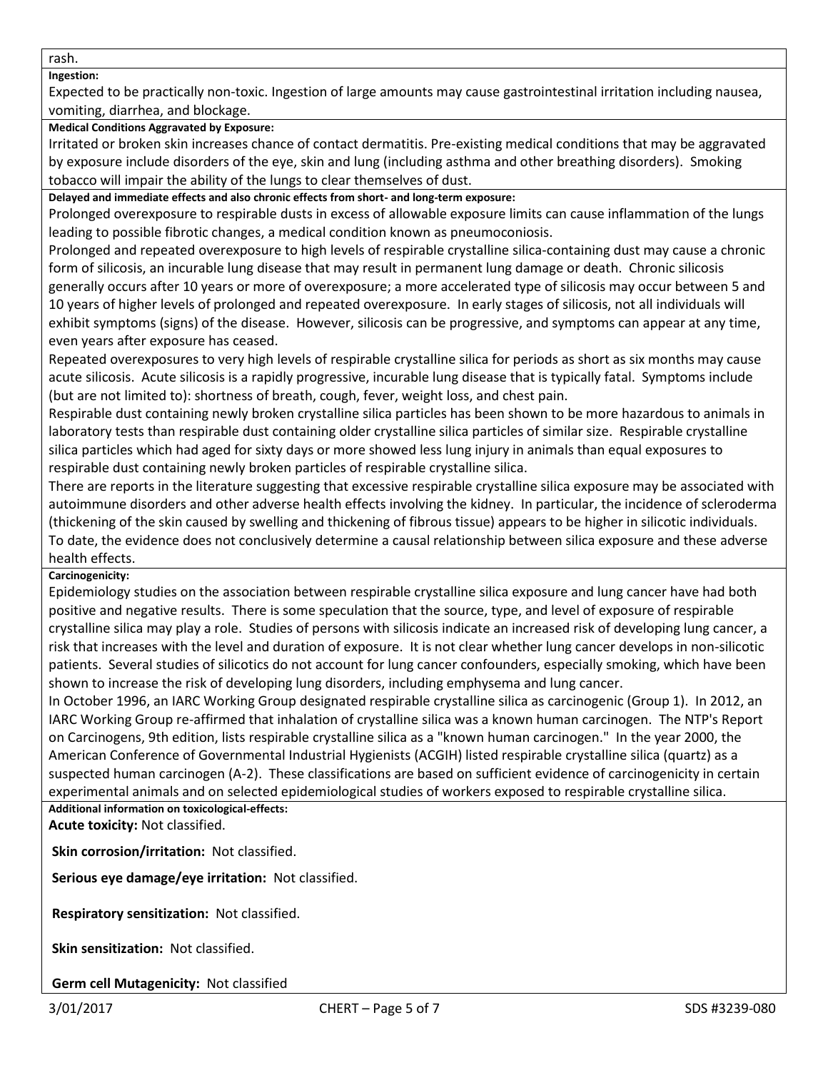rash.

**Ingestion:**

Expected to be practically non-toxic. Ingestion of large amounts may cause gastrointestinal irritation including nausea, vomiting, diarrhea, and blockage.

**Medical Conditions Aggravated by Exposure:**

Irritated or broken skin increases chance of contact dermatitis. Pre-existing medical conditions that may be aggravated by exposure include disorders of the eye, skin and lung (including asthma and other breathing disorders). Smoking tobacco will impair the ability of the lungs to clear themselves of dust.

**Delayed and immediate effects and also chronic effects from short- and long-term exposure:**

Prolonged overexposure to respirable dusts in excess of allowable exposure limits can cause inflammation of the lungs leading to possible fibrotic changes, a medical condition known as pneumoconiosis.

Prolonged and repeated overexposure to high levels of respirable crystalline silica-containing dust may cause a chronic form of silicosis, an incurable lung disease that may result in permanent lung damage or death. Chronic silicosis generally occurs after 10 years or more of overexposure; a more accelerated type of silicosis may occur between 5 and 10 years of higher levels of prolonged and repeated overexposure. In early stages of silicosis, not all individuals will exhibit symptoms (signs) of the disease. However, silicosis can be progressive, and symptoms can appear at any time, even years after exposure has ceased.

Repeated overexposures to very high levels of respirable crystalline silica for periods as short as six months may cause acute silicosis. Acute silicosis is a rapidly progressive, incurable lung disease that is typically fatal. Symptoms include (but are not limited to): shortness of breath, cough, fever, weight loss, and chest pain.

Respirable dust containing newly broken crystalline silica particles has been shown to be more hazardous to animals in laboratory tests than respirable dust containing older crystalline silica particles of similar size. Respirable crystalline silica particles which had aged for sixty days or more showed less lung injury in animals than equal exposures to respirable dust containing newly broken particles of respirable crystalline silica.

There are reports in the literature suggesting that excessive respirable crystalline silica exposure may be associated with autoimmune disorders and other adverse health effects involving the kidney. In particular, the incidence of scleroderma (thickening of the skin caused by swelling and thickening of fibrous tissue) appears to be higher in silicotic individuals. To date, the evidence does not conclusively determine a causal relationship between silica exposure and these adverse health effects.

**Carcinogenicity:**

Epidemiology studies on the association between respirable crystalline silica exposure and lung cancer have had both positive and negative results. There is some speculation that the source, type, and level of exposure of respirable crystalline silica may play a role. Studies of persons with silicosis indicate an increased risk of developing lung cancer, a risk that increases with the level and duration of exposure. It is not clear whether lung cancer develops in non-silicotic patients. Several studies of silicotics do not account for lung cancer confounders, especially smoking, which have been shown to increase the risk of developing lung disorders, including emphysema and lung cancer.

In October 1996, an IARC Working Group designated respirable crystalline silica as carcinogenic (Group 1). In 2012, an IARC Working Group re-affirmed that inhalation of crystalline silica was a known human carcinogen. The NTP's Report on Carcinogens, 9th edition, lists respirable crystalline silica as a "known human carcinogen." In the year 2000, the American Conference of Governmental Industrial Hygienists (ACGIH) listed respirable crystalline silica (quartz) as a suspected human carcinogen (A-2). These classifications are based on sufficient evidence of carcinogenicity in certain experimental animals and on selected epidemiological studies of workers exposed to respirable crystalline silica.

**Additional information on toxicological-effects:**

**Acute toxicity:** Not classified.

**Skin corrosion/irritation:** Not classified.

**Serious eye damage/eye irritation:** Not classified.

**Respiratory sensitization:** Not classified.

**Skin sensitization:** Not classified.

**Germ cell Mutagenicity:** Not classified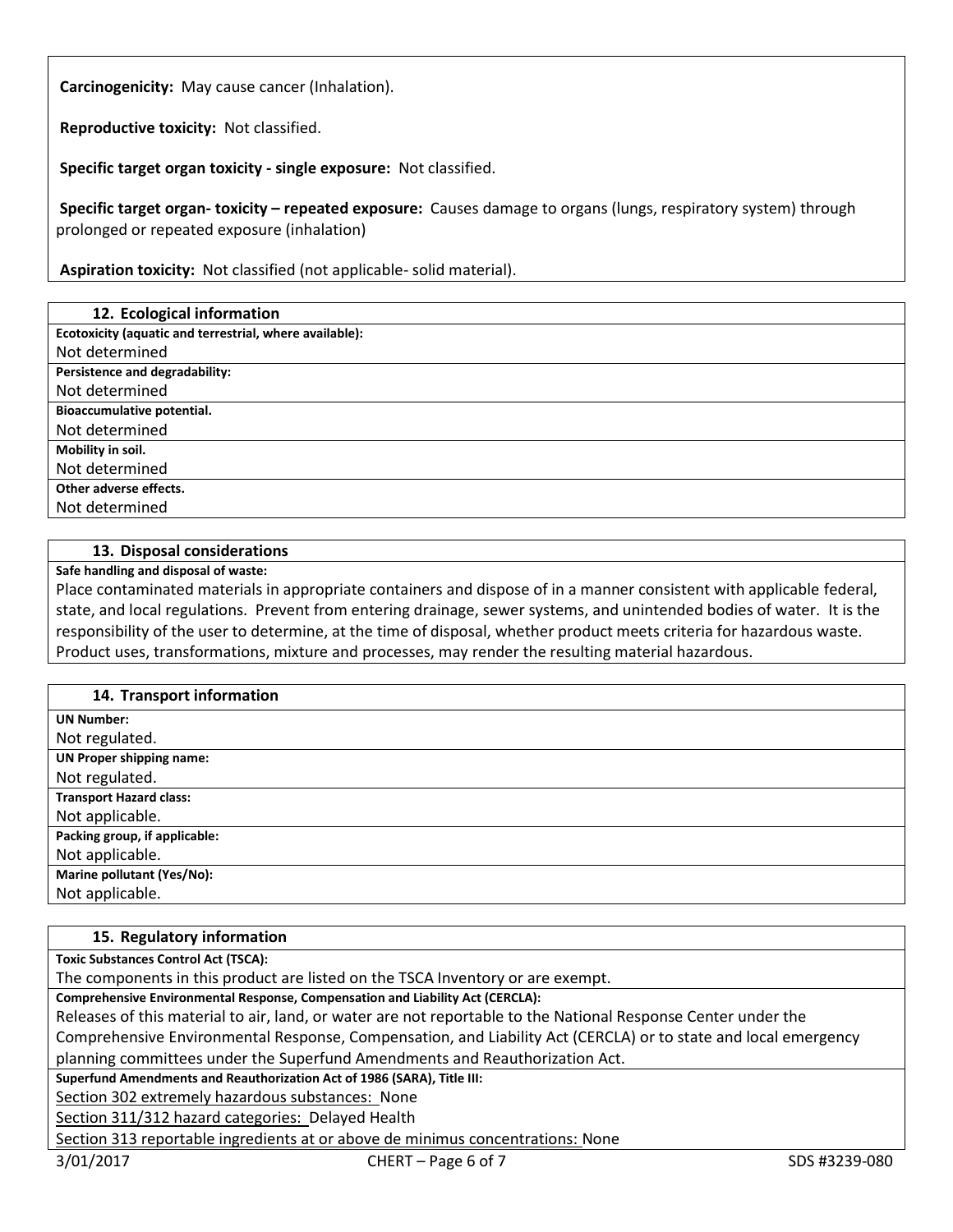**Carcinogenicity:** May cause cancer (Inhalation).

**Reproductive toxicity:** Not classified.

**Specific target organ toxicity - single exposure:** Not classified.

**Specific target organ- toxicity – repeated exposure:** Causes damage to organs (lungs, respiratory system) through prolonged or repeated exposure (inhalation)

**Aspiration toxicity:** Not classified (not applicable- solid material).

## 12. Ecological information

**Ecotoxicity (aquatic and terrestrial, where available):**

Not determined

**Persistence and degradability:**

Not determined

**Bioaccumulative potential.**

Not determined

**Mobility in soil.**

Not determined

**Other adverse effects.**

Not determined

## 13. Disposal considerations

**Safe handling and disposal of waste:**

Place contaminated materials in appropriate containers and dispose of in a manner consistent with applicable federal, state, and local regulations. Prevent from entering drainage, sewer systems, and unintended bodies of water. It is the responsibility of the user to determine, at the time of disposal, whether product meets criteria for hazardous waste. Product uses, transformations, mixture and processes, may render the resulting material hazardous.

## 14. Transport information

**UN Number:**

Not regulated.

**UN Proper shipping name:**

Not regulated.

**Transport Hazard class:**

Not applicable.

**Packing group, if applicable:**

Not applicable.

**Marine pollutant (Yes/No):**

Not applicable.

## 15. Regulatory information

**Toxic Substances Control Act (TSCA):**

The components in this product are listed on the TSCA Inventory or are exempt.

**Comprehensive Environmental Response, Compensation and Liability Act (CERCLA):**

Releases of this material to air, land, or water are not reportable to the National Response Center under the Comprehensive Environmental Response, Compensation, and Liability Act (CERCLA) or to state and local emergency planning committees under the Superfund Amendments and Reauthorization Act.

**Superfund Amendments and Reauthorization Act of 1986 (SARA), Title III:**

Section 302 extremely hazardous substances: None

Section 311/312 hazard categories: Delayed Health

Section 313 reportable ingredients at or above de minimus concentrations: None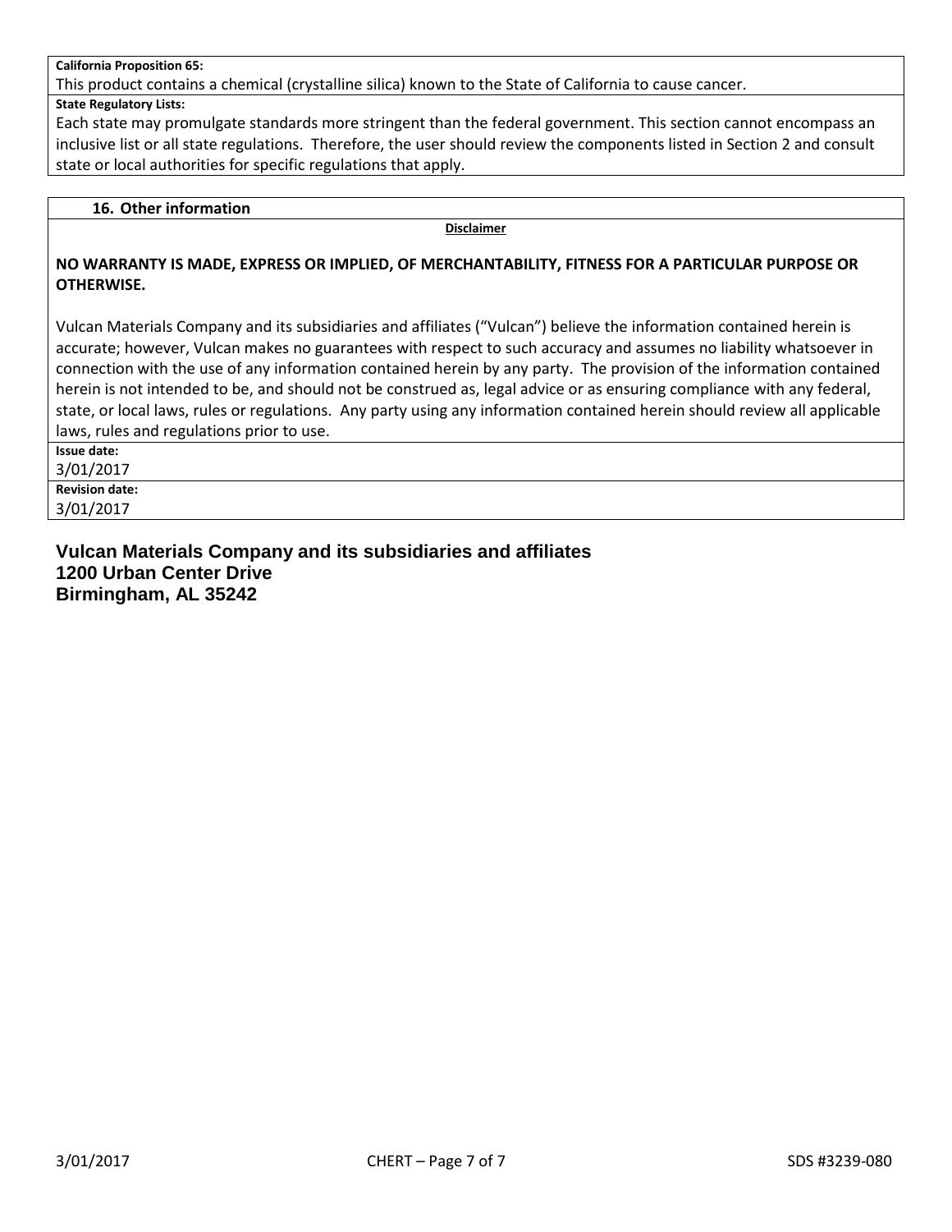**California Proposition 65:**

This product contains a chemical (crystalline silica) known to the State of California to cause cancer.

**State Regulatory Lists:**

Each state may promulgate standards more stringent than the federal government. This section cannot encompass an inclusive list or all state regulations. Therefore, the user should review the components listed in Section 2 and consult state or local authorities for specific regulations that apply.

## 16. Other information

**Disclaimer**

**NO WARRANTY IS MADE, EXPRESS OR IMPLIED, OF MERCHANTABILITY, FITNESS FOR A PARTICULAR PURPOSE OR OTHERWISE.**

Vulcan Materials Company and its subsidiaries and affiliates ("Vulcan") believe the information contained herein is accurate; however, Vulcan makes no guarantees with respect to such accuracy and assumes no liability whatsoever in connection with the use of any information contained herein by any party. The provision of the information contained herein is not intended to be, and should not be construed as, legal advice or as ensuring compliance with any federal, state, or local laws, rules or regulations. Any party using any information contained herein should review all applicable laws, rules and regulations prior to use.

**Issue date:**

3/01/2017

**Revision date:**

3/01/2017

**Vulcan Materials Company and its subsidiaries and affiliates**
**1200 Urban Center Drive**
**Birmingham, AL 35242**